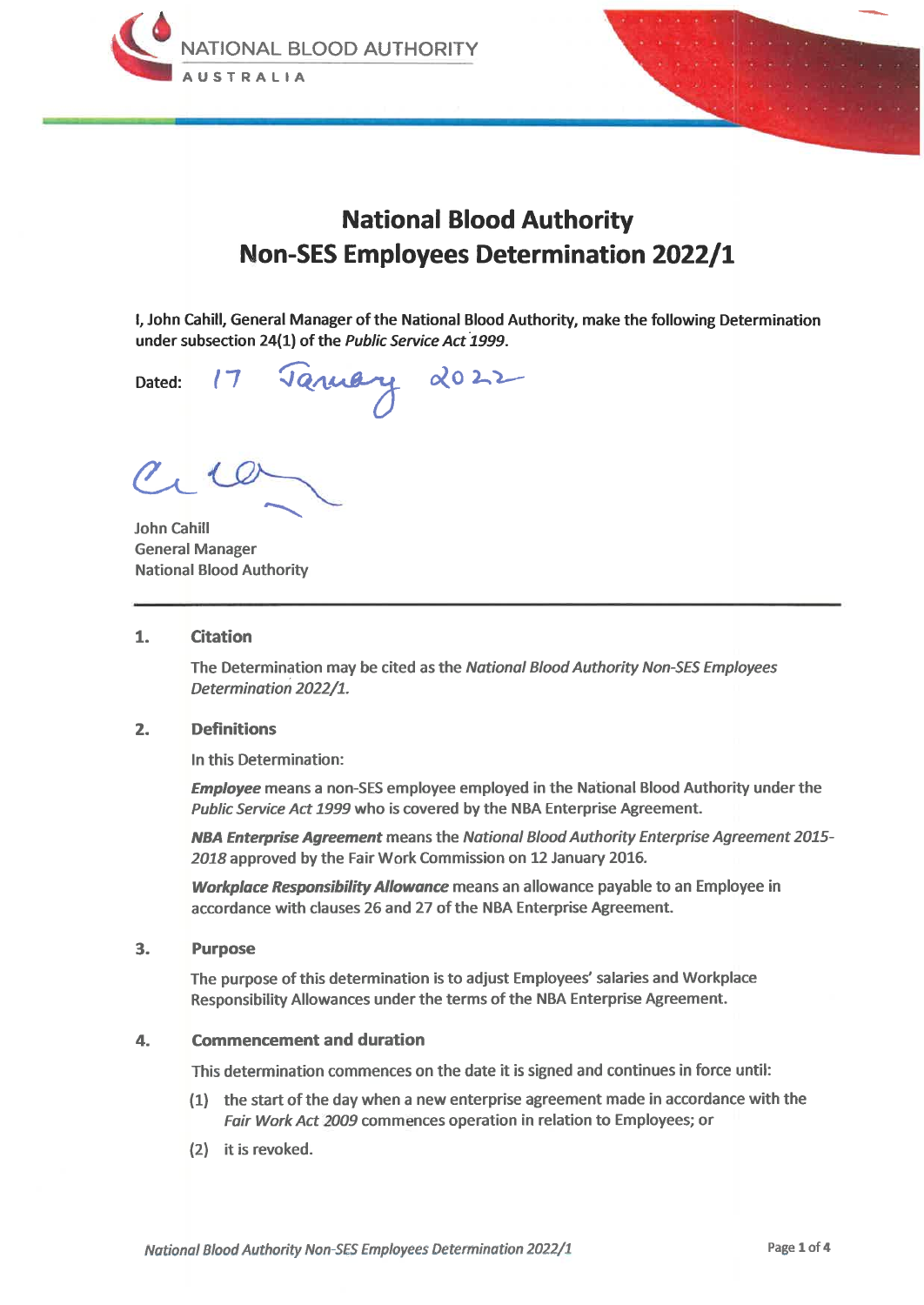NATIONAL BLOOD AUTHORITY
AUSTRALIA

# National Blood Authority Non-SES Employees Determination 2022/1

**I, John Cahill, General Manager of the National Blood Authority, make the following Determination under subsection 24(1) of the *Public Service Act 1999*.**

Dated: 17 January 2022

John Cahill
General Manager
National Blood Authority

---

## 1. Citation

The Determination may be cited as the *National Blood Authority Non-SES Employees Determination 2022/1.*

## 2. Definitions

In this Determination:

***Employee*** means a non-SES employee employed in the National Blood Authority under the *Public Service Act 1999* who is covered by the NBA Enterprise Agreement.

***NBA Enterprise Agreement*** means the *National Blood Authority Enterprise Agreement 2015-2018* approved by the Fair Work Commission on 12 January 2016.

***Workplace Responsibility Allowance*** means an allowance payable to an Employee in accordance with clauses 26 and 27 of the NBA Enterprise Agreement.

## 3. Purpose

The purpose of this determination is to adjust Employees' salaries and Workplace Responsibility Allowances under the terms of the NBA Enterprise Agreement.

## 4. Commencement and duration

This determination commences on the date it is signed and continues in force until:

(1) the start of the day when a new enterprise agreement made in accordance with the *Fair Work Act 2009* commences operation in relation to Employees; or

(2) it is revoked.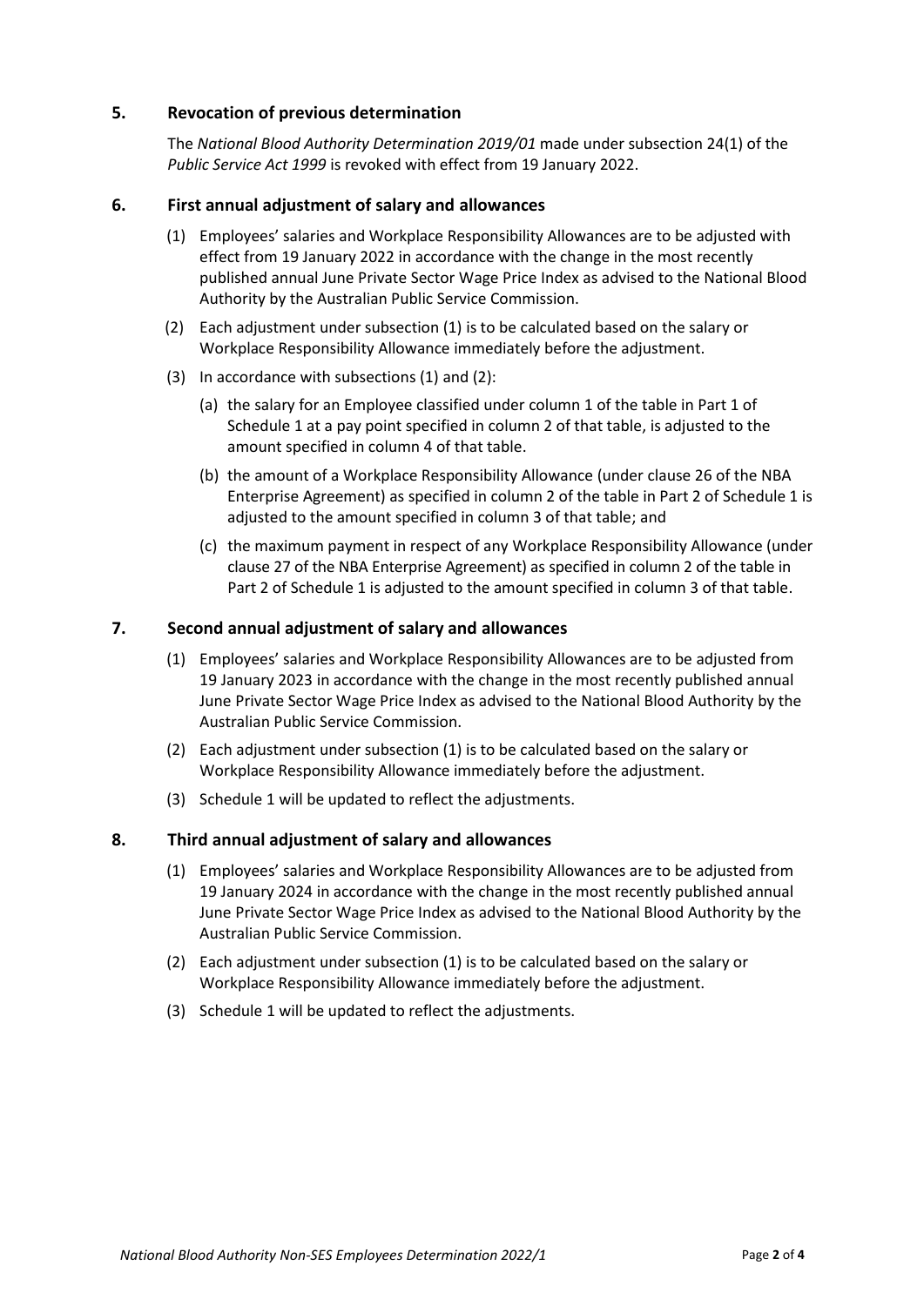## 5. Revocation of previous determination

The *National Blood Authority Determination 2019/01* made under subsection 24(1) of the *Public Service Act 1999* is revoked with effect from 19 January 2022.

## 6. First annual adjustment of salary and allowances

(1) Employees' salaries and Workplace Responsibility Allowances are to be adjusted with effect from 19 January 2022 in accordance with the change in the most recently published annual June Private Sector Wage Price Index as advised to the National Blood Authority by the Australian Public Service Commission.

(2) Each adjustment under subsection (1) is to be calculated based on the salary or Workplace Responsibility Allowance immediately before the adjustment.

(3) In accordance with subsections (1) and (2):

(a) the salary for an Employee classified under column 1 of the table in Part 1 of Schedule 1 at a pay point specified in column 2 of that table, is adjusted to the amount specified in column 4 of that table.

(b) the amount of a Workplace Responsibility Allowance (under clause 26 of the NBA Enterprise Agreement) as specified in column 2 of the table in Part 2 of Schedule 1 is adjusted to the amount specified in column 3 of that table; and

(c) the maximum payment in respect of any Workplace Responsibility Allowance (under clause 27 of the NBA Enterprise Agreement) as specified in column 2 of the table in Part 2 of Schedule 1 is adjusted to the amount specified in column 3 of that table.

## 7. Second annual adjustment of salary and allowances

(1) Employees' salaries and Workplace Responsibility Allowances are to be adjusted from 19 January 2023 in accordance with the change in the most recently published annual June Private Sector Wage Price Index as advised to the National Blood Authority by the Australian Public Service Commission.

(2) Each adjustment under subsection (1) is to be calculated based on the salary or Workplace Responsibility Allowance immediately before the adjustment.

(3) Schedule 1 will be updated to reflect the adjustments.

## 8. Third annual adjustment of salary and allowances

(1) Employees' salaries and Workplace Responsibility Allowances are to be adjusted from 19 January 2024 in accordance with the change in the most recently published annual June Private Sector Wage Price Index as advised to the National Blood Authority by the Australian Public Service Commission.

(2) Each adjustment under subsection (1) is to be calculated based on the salary or Workplace Responsibility Allowance immediately before the adjustment.

(3) Schedule 1 will be updated to reflect the adjustments.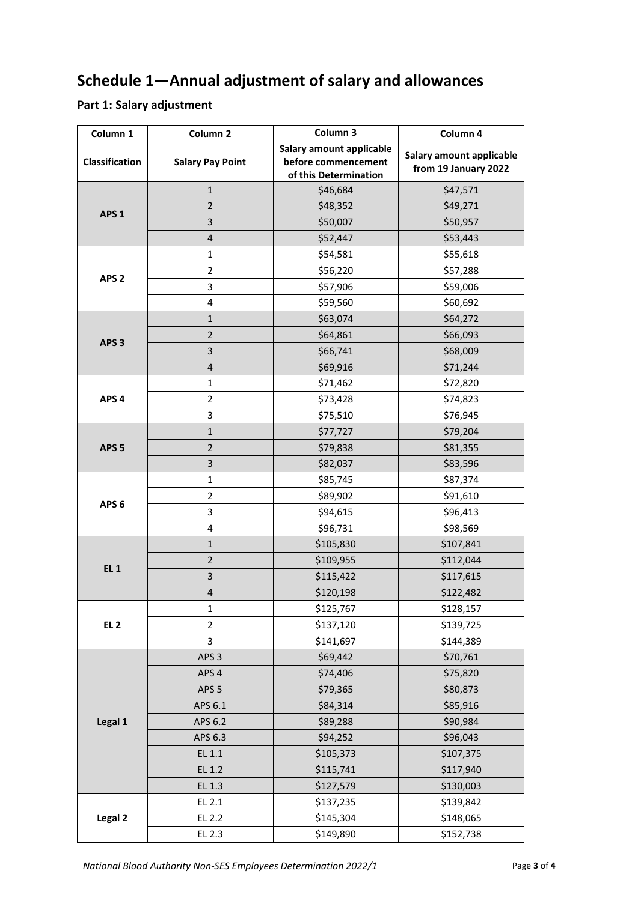# Schedule 1—Annual adjustment of salary and allowances

## Part 1: Salary adjustment

| Column 1 | Column 2 | Column 3 | Column 4 |
|---|---|---|---|
| **Classification** | **Salary Pay Point** | **Salary amount applicable before commencement of this Determination** | **Salary amount applicable from 19 January 2022** |
| **APS 1** | 1 | $46,684 | $47,571 |
| | 2 | $48,352 | $49,271 |
| | 3 | $50,007 | $50,957 |
| | 4 | $52,447 | $53,443 |
| **APS 2** | 1 | $54,581 | $55,618 |
| | 2 | $56,220 | $57,288 |
| | 3 | $57,906 | $59,006 |
| | 4 | $59,560 | $60,692 |
| **APS 3** | 1 | $63,074 | $64,272 |
| | 2 | $64,861 | $66,093 |
| | 3 | $66,741 | $68,009 |
| | 4 | $69,916 | $71,244 |
| **APS 4** | 1 | $71,462 | $72,820 |
| | 2 | $73,428 | $74,823 |
| | 3 | $75,510 | $76,945 |
| **APS 5** | 1 | $77,727 | $79,204 |
| | 2 | $79,838 | $81,355 |
| | 3 | $82,037 | $83,596 |
| **APS 6** | 1 | $85,745 | $87,374 |
| | 2 | $89,902 | $91,610 |
| | 3 | $94,615 | $96,413 |
| | 4 | $96,731 | $98,569 |
| **EL 1** | 1 | $105,830 | $107,841 |
| | 2 | $109,955 | $112,044 |
| | 3 | $115,422 | $117,615 |
| | 4 | $120,198 | $122,482 |
| **EL 2** | 1 | $125,767 | $128,157 |
| | 2 | $137,120 | $139,725 |
| | 3 | $141,697 | $144,389 |
| **Legal 1** | APS 3 | $69,442 | $70,761 |
| | APS 4 | $74,406 | $75,820 |
| | APS 5 | $79,365 | $80,873 |
| | APS 6.1 | $84,314 | $85,916 |
| | APS 6.2 | $89,288 | $90,984 |
| | APS 6.3 | $94,252 | $96,043 |
| | EL 1.1 | $105,373 | $107,375 |
| | EL 1.2 | $115,741 | $117,940 |
| | EL 1.3 | $127,579 | $130,003 |
| **Legal 2** | EL 2.1 | $137,235 | $139,842 |
| | EL 2.2 | $145,304 | $148,065 |
| | EL 2.3 | $149,890 | $152,738 |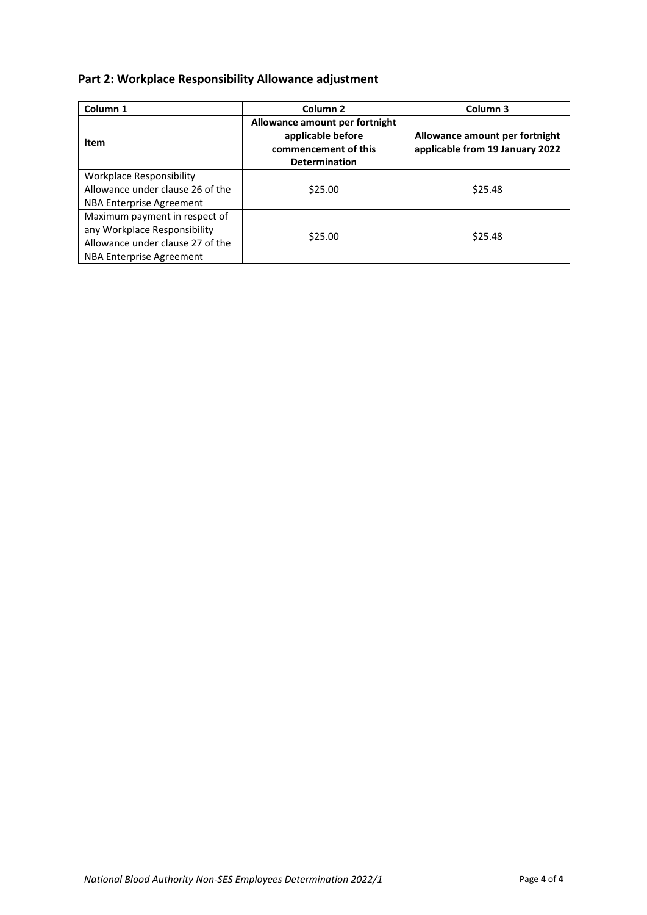## Part 2: Workplace Responsibility Allowance adjustment

| Column 1 | Column 2 | Column 3 |
|---|---|---|
| **Item** | **Allowance amount per fortnight applicable before commencement of this Determination** | **Allowance amount per fortnight applicable from 19 January 2022** |
| Workplace Responsibility Allowance under clause 26 of the NBA Enterprise Agreement | $25.00 | $25.48 |
| Maximum payment in respect of any Workplace Responsibility Allowance under clause 27 of the NBA Enterprise Agreement | $25.00 | $25.48 |